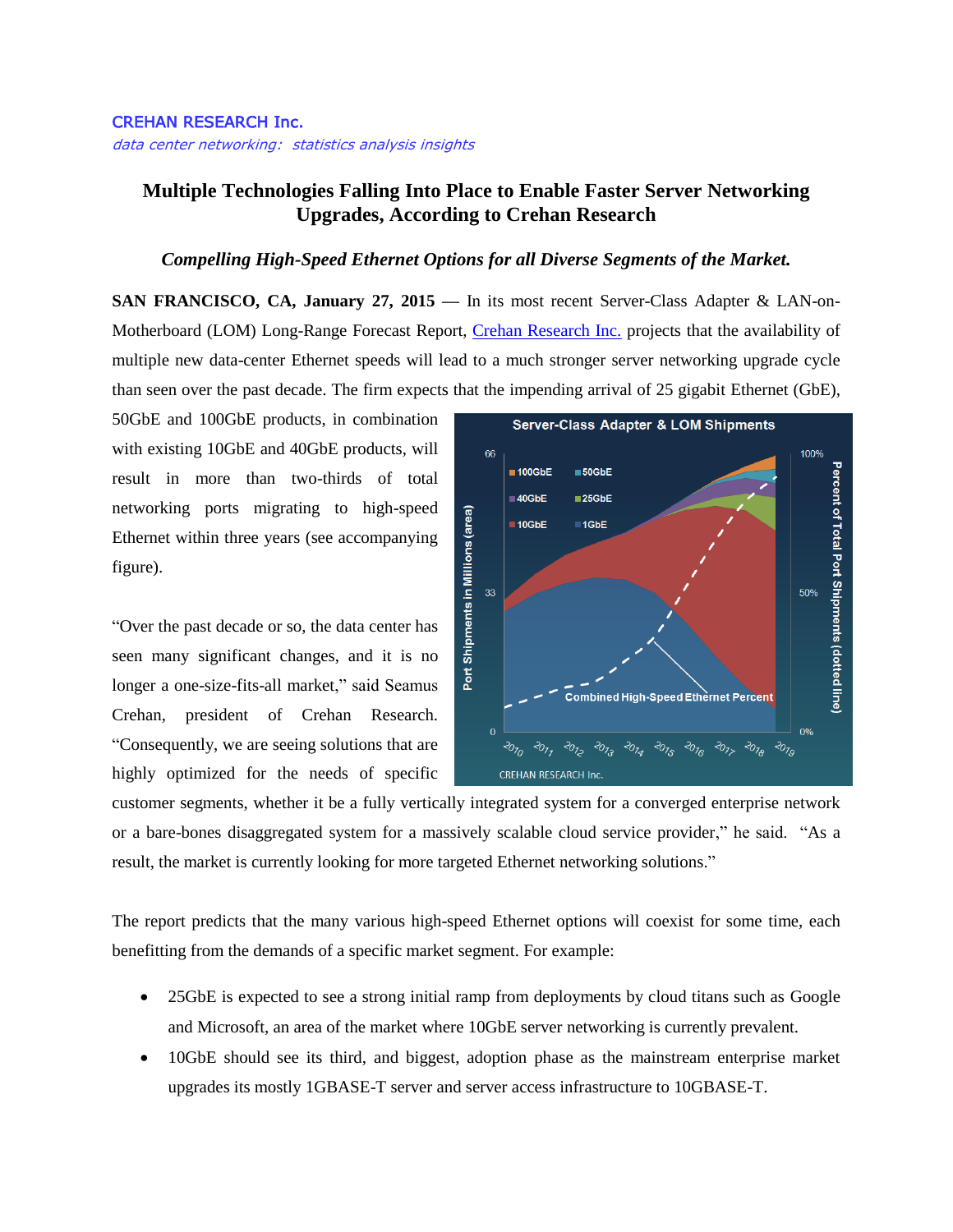CREHAN RESEARCH Inc.

*data center networking: statistics analysis insights*

# Multiple Technologies Falling Into Place to Enable Faster Server Networking Upgrades, According to Crehan Research

***Compelling High-Speed Ethernet Options for all Diverse Segments of the Market.***

**SAN FRANCISCO, CA, January 27, 2015** — In its most recent Server-Class Adapter & LAN-on-Motherboard (LOM) Long-Range Forecast Report, Crehan Research Inc. projects that the availability of multiple new data-center Ethernet speeds will lead to a much stronger server networking upgrade cycle than seen over the past decade. The firm expects that the impending arrival of 25 gigabit Ethernet (GbE), 50GbE and 100GbE products, in combination with existing 10GbE and 40GbE products, will result in more than two-thirds of total networking ports migrating to high-speed Ethernet within three years (see accompanying figure).

"Over the past decade or so, the data center has seen many significant changes, and it is no longer a one-size-fits-all market," said Seamus Crehan, president of Crehan Research. "Consequently, we are seeing solutions that are highly optimized for the needs of specific customer segments, whether it be a fully vertically integrated system for a converged enterprise network or a bare-bones disaggregated system for a massively scalable cloud service provider," he said. "As a result, the market is currently looking for more targeted Ethernet networking solutions."

The report predicts that the many various high-speed Ethernet options will coexist for some time, each benefitting from the demands of a specific market segment. For example:

- 25GbE is expected to see a strong initial ramp from deployments by cloud titans such as Google and Microsoft, an area of the market where 10GbE server networking is currently prevalent.
- 10GbE should see its third, and biggest, adoption phase as the mainstream enterprise market upgrades its mostly 1GBASE-T server and server access infrastructure to 10GBASE-T.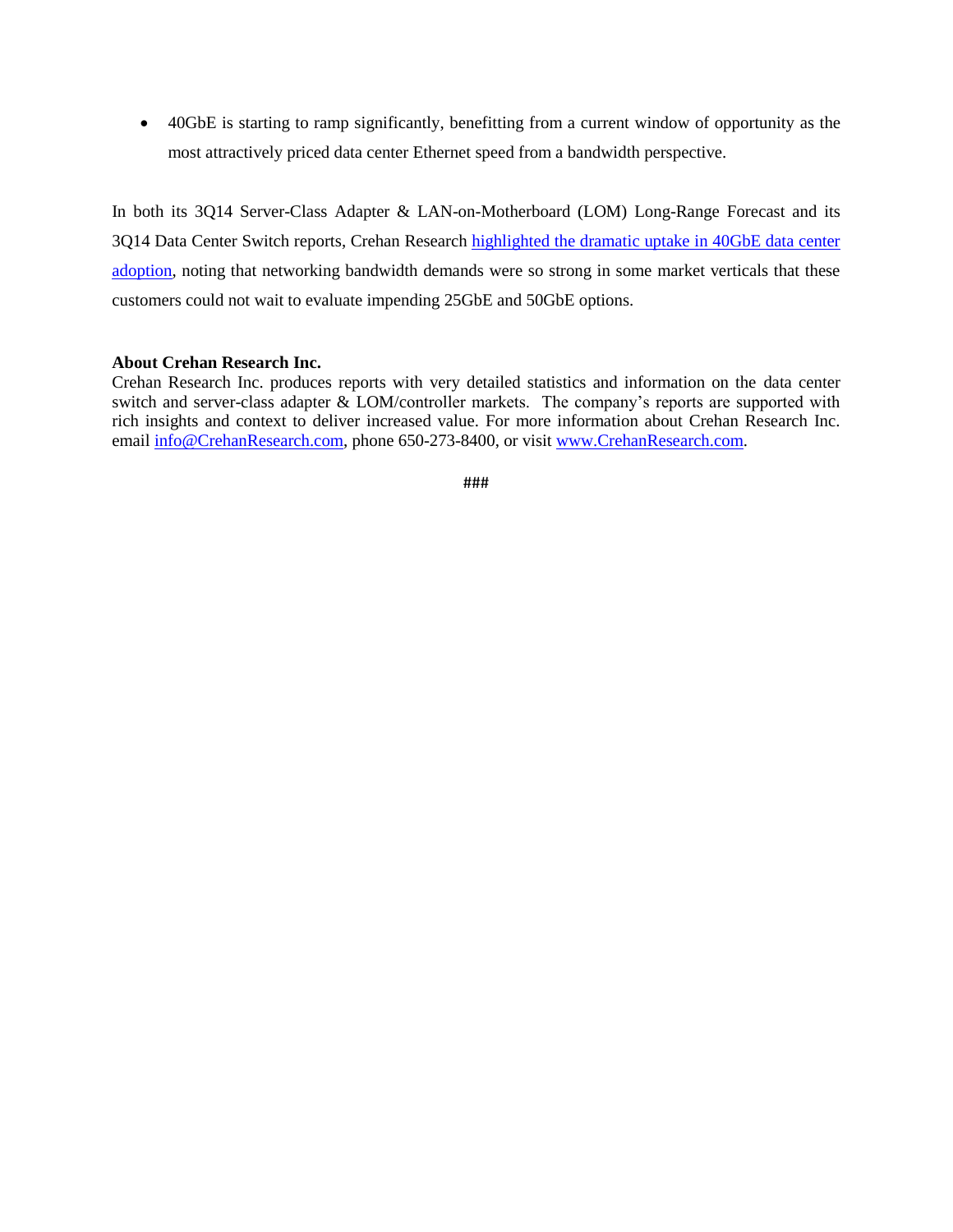- 40GbE is starting to ramp significantly, benefitting from a current window of opportunity as the most attractively priced data center Ethernet speed from a bandwidth perspective.

In both its 3Q14 Server-Class Adapter & LAN-on-Motherboard (LOM) Long-Range Forecast and its 3Q14 Data Center Switch reports, Crehan Research highlighted the dramatic uptake in 40GbE data center adoption, noting that networking bandwidth demands were so strong in some market verticals that these customers could not wait to evaluate impending 25GbE and 50GbE options.

**About Crehan Research Inc.**

Crehan Research Inc. produces reports with very detailed statistics and information on the data center switch and server-class adapter & LOM/controller markets. The company's reports are supported with rich insights and context to deliver increased value. For more information about Crehan Research Inc. email info@CrehanResearch.com, phone 650-273-8400, or visit www.CrehanResearch.com.

###